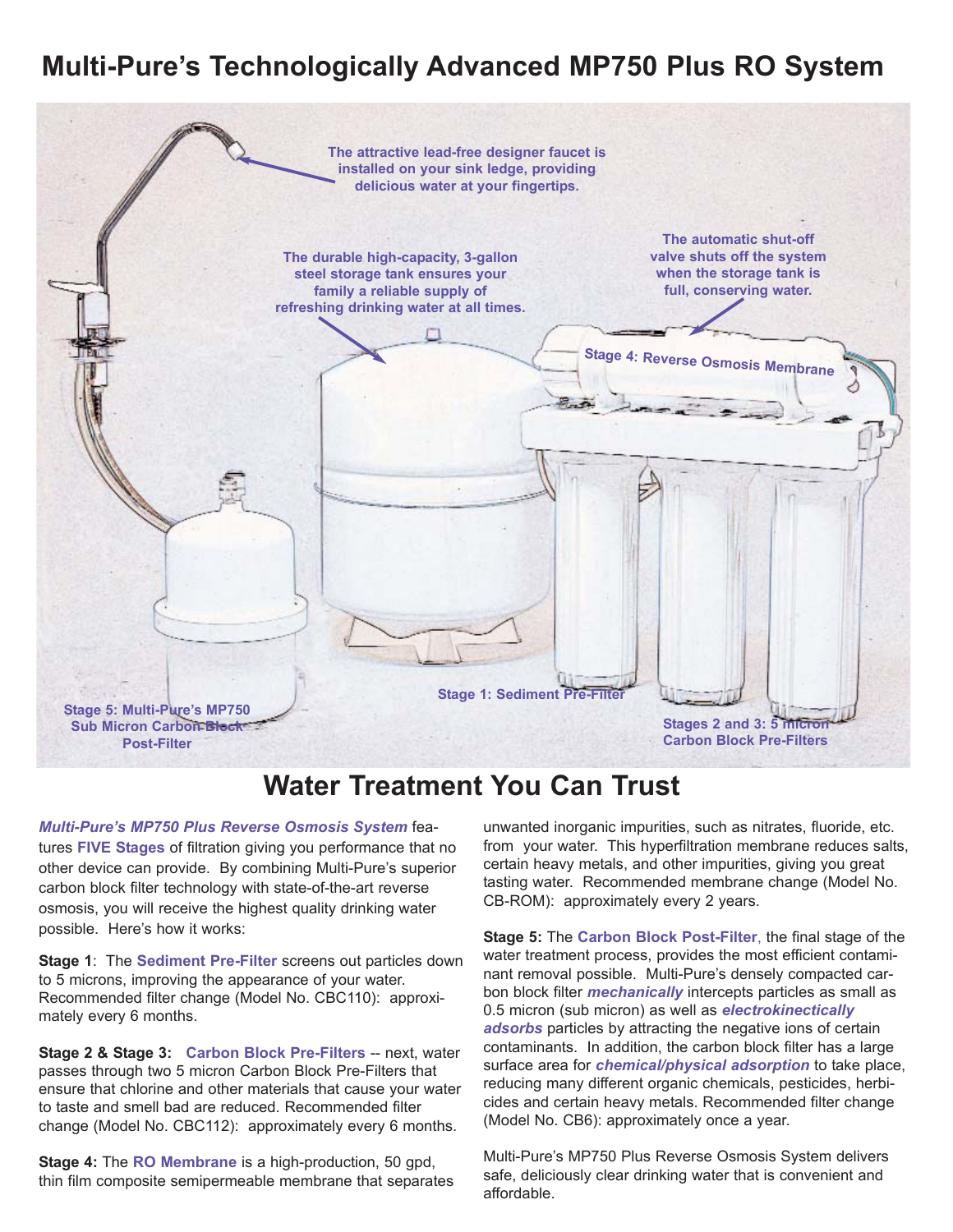# Multi-Pure's Technologically Advanced MP750 Plus RO System

The attractive lead-free designer faucet is installed on your sink ledge, providing delicious water at your fingertips.

The durable high-capacity, 3-gallon steel storage tank ensures your family a reliable supply of refreshing drinking water at all times.

The automatic shut-off valve shuts off the system when the storage tank is full, conserving water.

Stage 4: Reverse Osmosis Membrane

Stage 1: Sediment Pre-Filter

Stage 5: Multi-Pure's MP750 Sub Micron Carbon Block Post-Filter

Stages 2 and 3: 5 micron Carbon Block Pre-Filters

## Water Treatment You Can Trust

***Multi-Pure's MP750 Plus Reverse Osmosis System*** features **FIVE Stages** of filtration giving you performance that no other device can provide. By combining Multi-Pure's superior carbon block filter technology with state-of-the-art reverse osmosis, you will receive the highest quality drinking water possible. Here's how it works:

**Stage 1**: The **Sediment Pre-Filter** screens out particles down to 5 microns, improving the appearance of your water. Recommended filter change (Model No. CBC110): approximately every 6 months.

**Stage 2 & Stage 3: Carbon Block Pre-Filters** -- next, water passes through two 5 micron Carbon Block Pre-Filters that ensure that chlorine and other materials that cause your water to taste and smell bad are reduced. Recommended filter change (Model No. CBC112): approximately every 6 months.

**Stage 4:** The **RO Membrane** is a high-production, 50 gpd, thin film composite semipermeable membrane that separates unwanted inorganic impurities, such as nitrates, fluoride, etc. from your water. This hyperfiltration membrane reduces salts, certain heavy metals, and other impurities, giving you great tasting water. Recommended membrane change (Model No. CB-ROM): approximately every 2 years.

**Stage 5:** The **Carbon Block Post-Filter**, the final stage of the water treatment process, provides the most efficient contaminant removal possible. Multi-Pure's densely compacted carbon block filter ***mechanically*** intercepts particles as small as 0.5 micron (sub micron) as well as ***electrokinectically adsorbs*** particles by attracting the negative ions of certain contaminants. In addition, the carbon block filter has a large surface area for ***chemical/physical adsorption*** to take place, reducing many different organic chemicals, pesticides, herbicides and certain heavy metals. Recommended filter change (Model No. CB6): approximately once a year.

Multi-Pure's MP750 Plus Reverse Osmosis System delivers safe, deliciously clear drinking water that is convenient and affordable.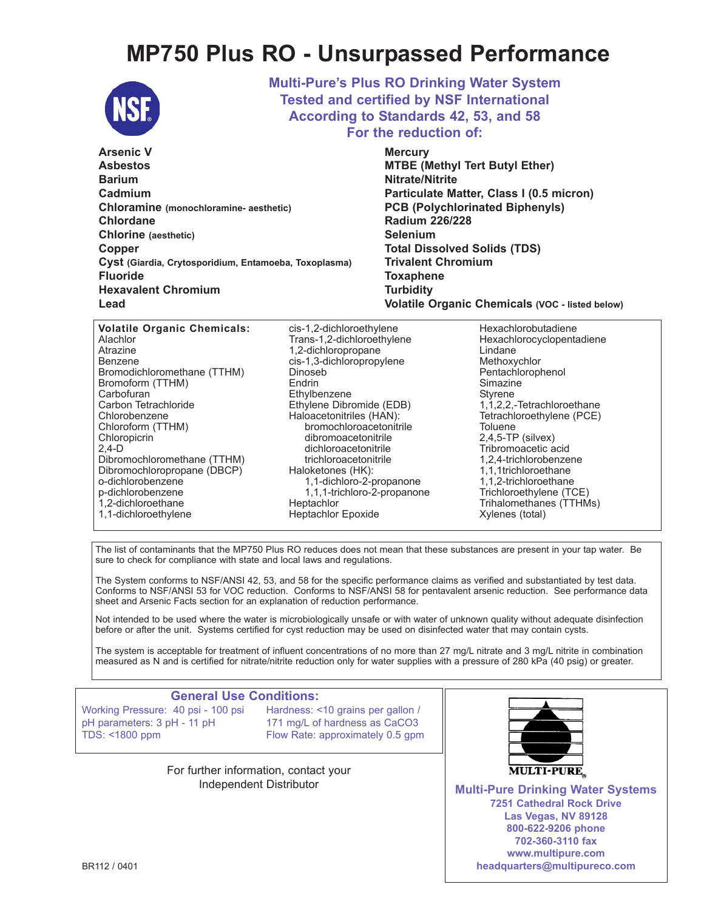# MP750 Plus RO - Unsurpassed Performance

## Multi-Pure's Plus RO Drinking Water System
## Tested and certified by NSF International
## According to Standards 42, 53, and 58
## For the reduction of:

**Arsenic V**
**Asbestos**
**Barium**
**Cadmium**
**Chloramine (monochloramine- aesthetic)**
**Chlordane**
**Chlorine (aesthetic)**
**Copper**
**Cyst (Giardia, Crytosporidium, Entamoeba, Toxoplasma)**
**Fluoride**
**Hexavalent Chromium**
**Lead**
**Mercury**
**MTBE (Methyl Tert Butyl Ether)**
**Nitrate/Nitrite**
**Particulate Matter, Class I (0.5 micron)**
**PCB (Polychlorinated Biphenyls)**
**Radium 226/228**
**Selenium**
**Total Dissolved Solids (TDS)**
**Trivalent Chromium**
**Toxaphene**
**Turbidity**
**Volatile Organic Chemicals (VOC - listed below)**

**Volatile Organic Chemicals:**

Alachlor
Atrazine
Benzene
Bromodichloromethane (TTHM)
Bromoform (TTHM)
Carbofuran
Carbon Tetrachloride
Chlorobenzene
Chloroform (TTHM)
Chloropicrin
2,4-D
Dibromochloromethane (TTHM)
Dibromochloropropane (DBCP)
o-dichlorobenzene
p-dichlorobenzene
1,2-dichloroethane
1,1-dichloroethylene
cis-1,2-dichloroethylene
Trans-1,2-dichloroethylene
1,2-dichloropropane
cis-1,3-dichloropropylene
Dinoseb
Endrin
Ethylbenzene
Ethylene Dibromide (EDB)
Haloacetonitriles (HAN):
- bromochloroacetonitrile
- dibromoacetonitrile
- dichloroacetonitrile
- trichloroacetonitrile

Haloketones (HK):
- 1,1-dichloro-2-propanone
- 1,1,1-trichloro-2-propanone

Heptachlor
Heptachlor Epoxide
Hexachlorobutadiene
Hexachlorocyclopentadiene
Lindane
Methoxychlor
Pentachlorophenol
Simazine
Styrene
1,1,2,2,-Tetrachloroethane
Tetrachloroethylene (PCE)
Toluene
2,4,5-TP (silvex)
Tribromoacetic acid
1,2,4-trichlorobenzene
1,1,1trichloroethane
1,1,2-trichloroethane
Trichloroethylene (TCE)
Trihalomethanes (TTHMs)
Xylenes (total)

The list of contaminants that the MP750 Plus RO reduces does not mean that these substances are present in your tap water. Be sure to check for compliance with state and local laws and regulations.

The System conforms to NSF/ANSI 42, 53, and 58 for the specific performance claims as verified and substantiated by test data. Conforms to NSF/ANSI 53 for VOC reduction. Conforms to NSF/ANSI 58 for pentavalent arsenic reduction. See performance data sheet and Arsenic Facts section for an explanation of reduction performance.

Not intended to be used where the water is microbiologically unsafe or with water of unknown quality without adequate disinfection before or after the unit. Systems certified for cyst reduction may be used on disinfected water that may contain cysts.

The system is acceptable for treatment of influent concentrations of no more than 27 mg/L nitrate and 3 mg/L nitrite in combination measured as N and is certified for nitrate/nitrite reduction only for water supplies with a pressure of 280 kPa (40 psig) or greater.

### General Use Conditions:

Working Pressure: 40 psi - 100 psi
pH parameters: 3 pH - 11 pH
TDS: <1800 ppm
Hardness: <10 grains per gallon / 171 mg/L of hardness as CaCO3
Flow Rate: approximately 0.5 gpm

For further information, contact your Independent Distributor

MULTI-PURE

**Multi-Pure Drinking Water Systems**
**7251 Cathedral Rock Drive**
**Las Vegas, NV 89128**
**800-622-9206 phone**
**702-360-3110 fax**
**www.multipure.com**
**headquarters@multipureco.com**

BR112 / 0401